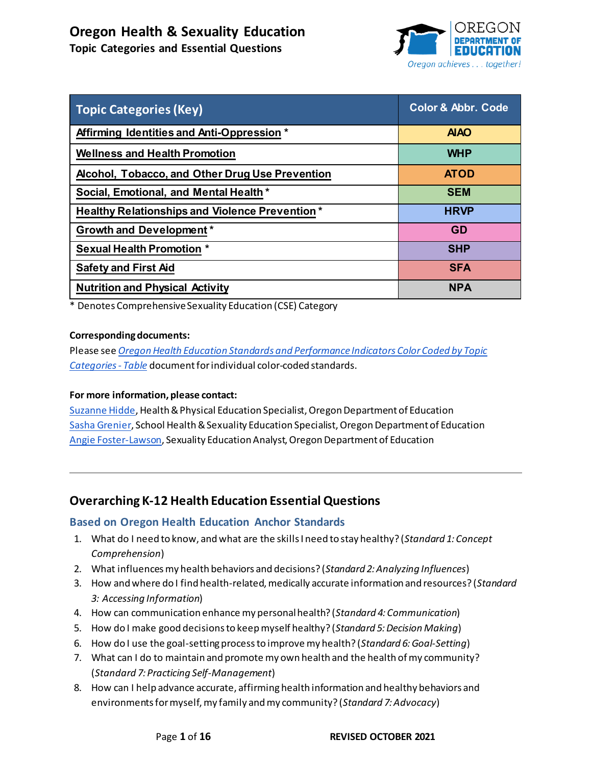# Oregon Health & Sexuality Education

## Topic Categories and Essential Questions

| Topic Categories (Key) | Color & Abbr. Code |
|---|---|
| Affirming Identities and Anti-Oppression * | AIAO |
| Wellness and Health Promotion | WHP |
| Alcohol, Tobacco, and Other Drug Use Prevention | ATOD |
| Social, Emotional, and Mental Health * | SEM |
| Healthy Relationships and Violence Prevention * | HRVP |
| Growth and Development * | GD |
| Sexual Health Promotion * | SHP |
| Safety and First Aid | SFA |
| Nutrition and Physical Activity | NPA |

* Denotes Comprehensive Sexuality Education (CSE) Category

**Corresponding documents:**

Please see *Oregon Health Education Standards and Performance Indicators Color Coded by Topic Categories - Table* document for individual color-coded standards.

**For more information, please contact:**

Suzanne Hidde, Health & Physical Education Specialist, Oregon Department of Education
Sasha Grenier, School Health & Sexuality Education Specialist, Oregon Department of Education
Angie Foster-Lawson, Sexuality Education Analyst, Oregon Department of Education

---

## Overarching K-12 Health Education Essential Questions

### Based on Oregon Health Education Anchor Standards

1. What do I need to know, and what are the skills I need to stay healthy? (*Standard 1: Concept Comprehension*)
2. What influences my health behaviors and decisions? (*Standard 2: Analyzing Influences*)
3. How and where do I find health-related, medically accurate information and resources? (*Standard 3: Accessing Information*)
4. How can communication enhance my personal health? (*Standard 4: Communication*)
5. How do I make good decisions to keep myself healthy? (*Standard 5: Decision Making*)
6. How do I use the goal-setting process to improve my health? (*Standard 6: Goal-Setting*)
7. What can I do to maintain and promote my own health and the health of my community? (*Standard 7: Practicing Self-Management*)
8. How can I help advance accurate, affirming health information and healthy behaviors and environments for myself, my family and my community? (*Standard 7: Advocacy*)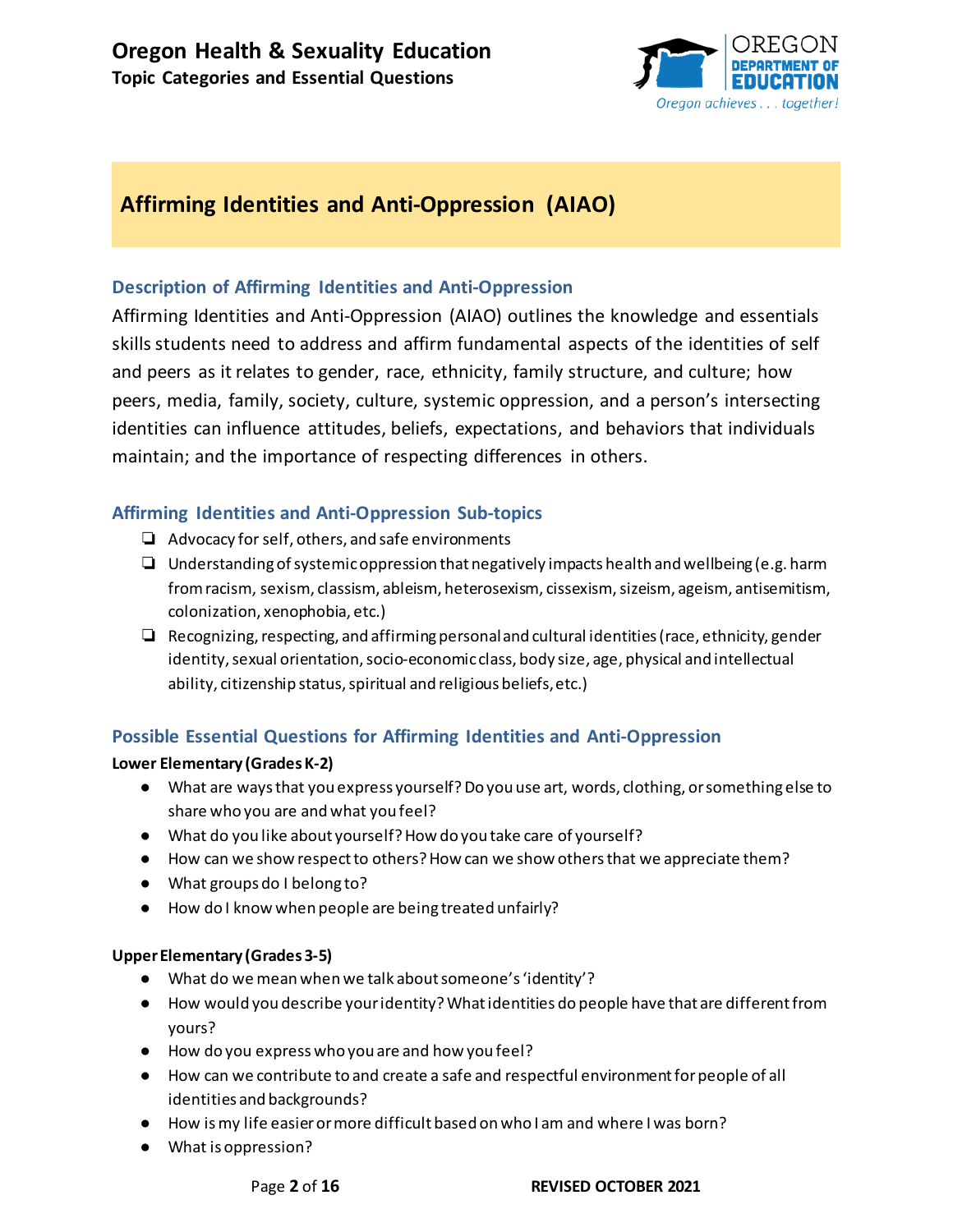# Affirming Identities and Anti-Oppression (AIAO)

## Description of Affirming Identities and Anti-Oppression

Affirming Identities and Anti-Oppression (AIAO) outlines the knowledge and essentials skills students need to address and affirm fundamental aspects of the identities of self and peers as it relates to gender, race, ethnicity, family structure, and culture; how peers, media, family, society, culture, systemic oppression, and a person's intersecting identities can influence attitudes, beliefs, expectations, and behaviors that individuals maintain; and the importance of respecting differences in others.

## Affirming Identities and Anti-Oppression Sub-topics

- ❏ Advocacy for self, others, and safe environments
- ❏ Understanding of systemic oppression that negatively impacts health and wellbeing (e.g. harm from racism, sexism, classism, ableism, heterosexism, cissexism, sizeism, ageism, antisemitism, colonization, xenophobia, etc.)
- ❏ Recognizing, respecting, and affirming personal and cultural identities (race, ethnicity, gender identity, sexual orientation, socio-economic class, body size, age, physical and intellectual ability, citizenship status, spiritual and religious beliefs, etc.)

## Possible Essential Questions for Affirming Identities and Anti-Oppression

**Lower Elementary (Grades K-2)**

- What are ways that you express yourself? Do you use art, words, clothing, or something else to share who you are and what you feel?
- What do you like about yourself? How do you take care of yourself?
- How can we show respect to others? How can we show others that we appreciate them?
- What groups do I belong to?
- How do I know when people are being treated unfairly?

**Upper Elementary (Grades 3-5)**

- What do we mean when we talk about someone's 'identity'?
- How would you describe your identity? What identities do people have that are different from yours?
- How do you express who you are and how you feel?
- How can we contribute to and create a safe and respectful environment for people of all identities and backgrounds?
- How is my life easier or more difficult based on who I am and where I was born?
- What is oppression?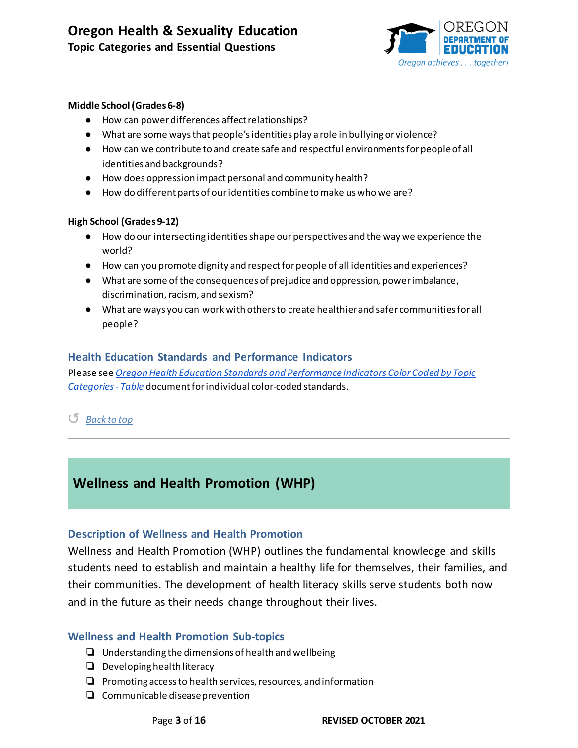**Middle School (Grades 6-8)**

- How can power differences affect relationships?
- What are some ways that people's identities play a role in bullying or violence?
- How can we contribute to and create safe and respectful environments for people of all identities and backgrounds?
- How does oppression impact personal and community health?
- How do different parts of our identities combine to make us who we are?

**High School (Grades 9-12)**

- How do our intersecting identities shape our perspectives and the way we experience the world?
- How can you promote dignity and respect for people of all identities and experiences?
- What are some of the consequences of prejudice and oppression, power imbalance, discrimination, racism, and sexism?
- What are ways you can work with others to create healthier and safer communities for all people?

### Health Education Standards and Performance Indicators

Please see *Oregon Health Education Standards and Performance Indicators Color Coded by Topic Categories - Table* document for individual color-coded standards.

↺ *Back to top*

---

## Wellness and Health Promotion (WHP)

### Description of Wellness and Health Promotion

Wellness and Health Promotion (WHP) outlines the fundamental knowledge and skills students need to establish and maintain a healthy life for themselves, their families, and their communities. The development of health literacy skills serve students both now and in the future as their needs change throughout their lives.

### Wellness and Health Promotion Sub-topics

- ❏ Understanding the dimensions of health and wellbeing
- ❏ Developing health literacy
- ❏ Promoting access to health services, resources, and information
- ❏ Communicable disease prevention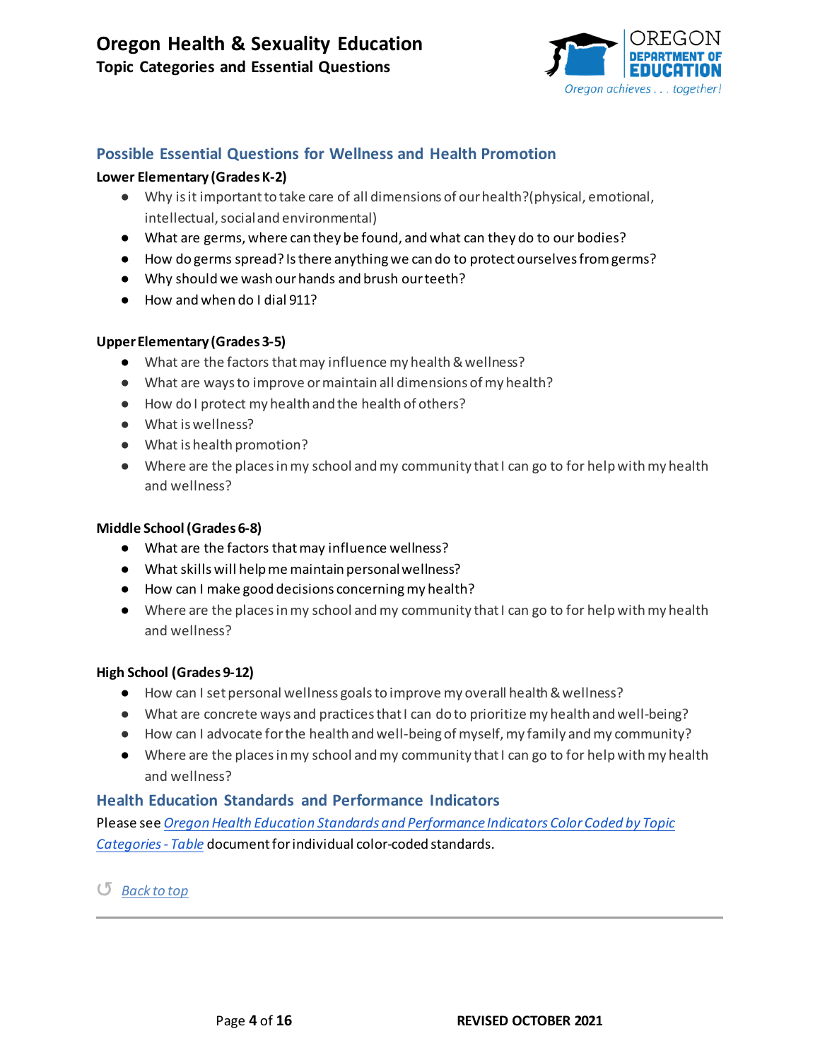## Possible Essential Questions for Wellness and Health Promotion

**Lower Elementary (Grades K-2)**

- Why is it important to take care of all dimensions of our health? (physical, emotional, intellectual, social and environmental)
- What are germs, where can they be found, and what can they do to our bodies?
- How do germs spread? Is there anything we can do to protect ourselves from germs?
- Why should we wash our hands and brush our teeth?
- How and when do I dial 911?

**Upper Elementary (Grades 3-5)**

- What are the factors that may influence my health & wellness?
- What are ways to improve or maintain all dimensions of my health?
- How do I protect my health and the health of others?
- What is wellness?
- What is health promotion?
- Where are the places in my school and my community that I can go to for help with my health and wellness?

**Middle School (Grades 6-8)**

- What are the factors that may influence wellness?
- What skills will help me maintain personal wellness?
- How can I make good decisions concerning my health?
- Where are the places in my school and my community that I can go to for help with my health and wellness?

**High School (Grades 9-12)**

- How can I set personal wellness goals to improve my overall health & wellness?
- What are concrete ways and practices that I can do to prioritize my health and well-being?
- How can I advocate for the health and well-being of myself, my family and my community?
- Where are the places in my school and my community that I can go to for help with my health and wellness?

## Health Education Standards and Performance Indicators

Please see *Oregon Health Education Standards and Performance Indicators Color Coded by Topic Categories - Table* document for individual color-coded standards.

↺ *Back to top*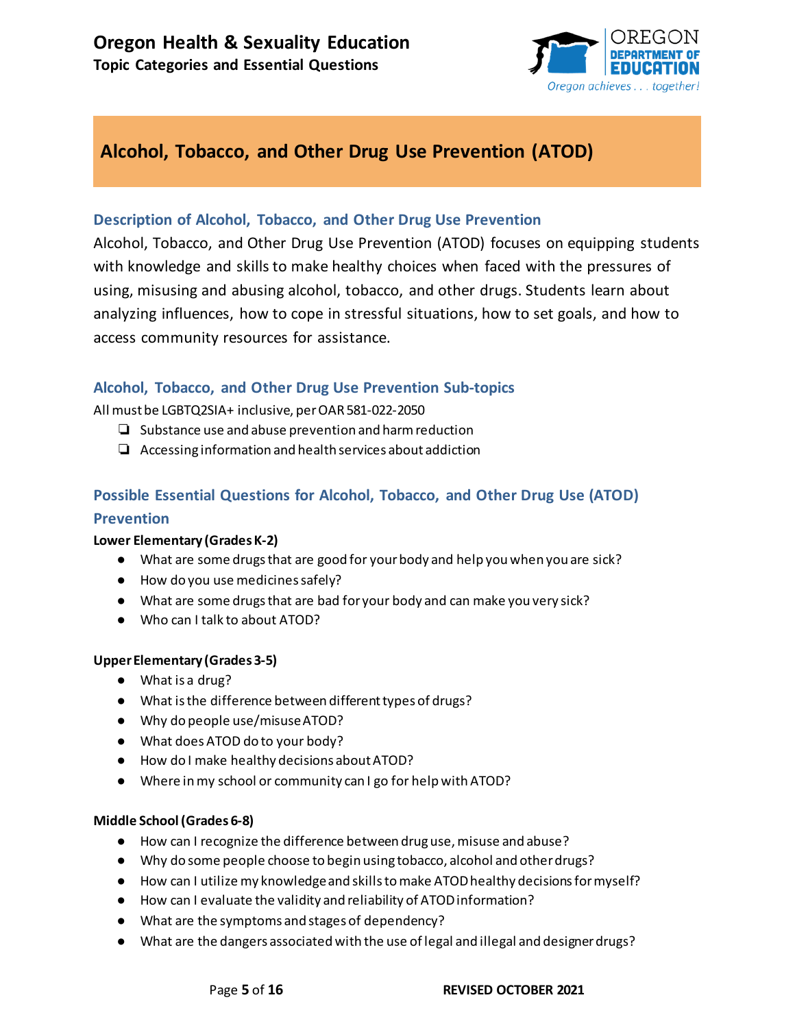## Alcohol, Tobacco, and Other Drug Use Prevention (ATOD)

### Description of Alcohol, Tobacco, and Other Drug Use Prevention

Alcohol, Tobacco, and Other Drug Use Prevention (ATOD) focuses on equipping students with knowledge and skills to make healthy choices when faced with the pressures of using, misusing and abusing alcohol, tobacco, and other drugs. Students learn about analyzing influences, how to cope in stressful situations, how to set goals, and how to access community resources for assistance.

### Alcohol, Tobacco, and Other Drug Use Prevention Sub-topics

All must be LGBTQ2SIA+ inclusive, per OAR 581-022-2050

- ❏ Substance use and abuse prevention and harm reduction
- ❏ Accessing information and health services about addiction

### Possible Essential Questions for Alcohol, Tobacco, and Other Drug Use (ATOD) Prevention

**Lower Elementary (Grades K-2)**

- What are some drugs that are good for your body and help you when you are sick?
- How do you use medicines safely?
- What are some drugs that are bad for your body and can make you very sick?
- Who can I talk to about ATOD?

**Upper Elementary (Grades 3-5)**

- What is a drug?
- What is the difference between different types of drugs?
- Why do people use/misuse ATOD?
- What does ATOD do to your body?
- How do I make healthy decisions about ATOD?
- Where in my school or community can I go for help with ATOD?

**Middle School (Grades 6-8)**

- How can I recognize the difference between drug use, misuse and abuse?
- Why do some people choose to begin using tobacco, alcohol and other drugs?
- How can I utilize my knowledge and skills to make ATOD healthy decisions for myself?
- How can I evaluate the validity and reliability of ATOD information?
- What are the symptoms and stages of dependency?
- What are the dangers associated with the use of legal and illegal and designer drugs?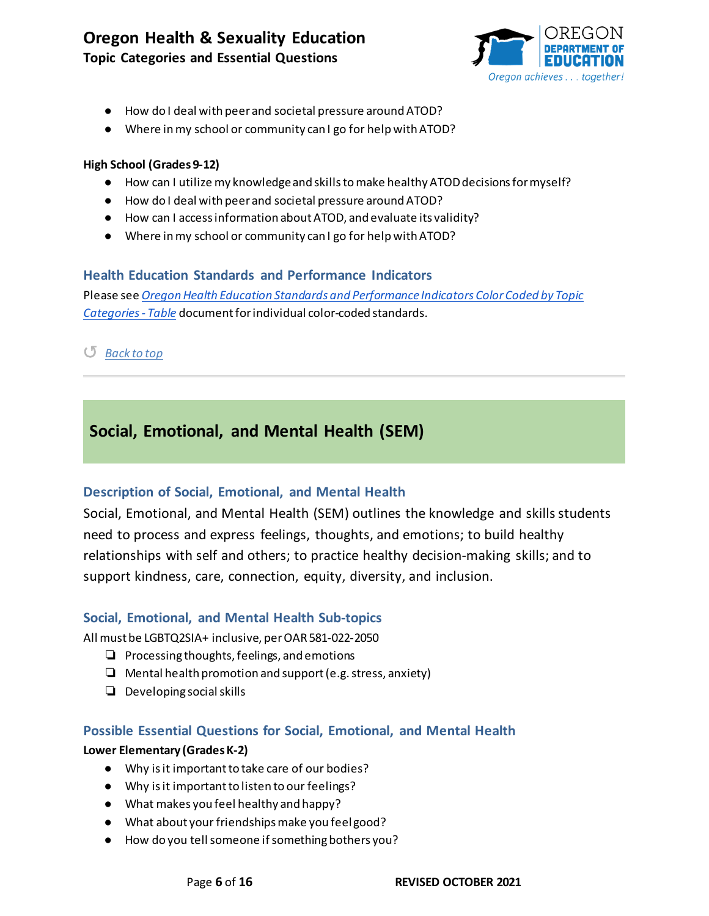- How do I deal with peer and societal pressure around ATOD?
- Where in my school or community can I go for help with ATOD?

**High School (Grades 9-12)**

- How can I utilize my knowledge and skills to make healthy ATOD decisions for myself?
- How do I deal with peer and societal pressure around ATOD?
- How can I access information about ATOD, and evaluate its validity?
- Where in my school or community can I go for help with ATOD?

### Health Education Standards and Performance Indicators

Please see *Oregon Health Education Standards and Performance Indicators Color Coded by Topic Categories - Table* document for individual color-coded standards.

↺ *Back to top*

---

## Social, Emotional, and Mental Health (SEM)

### Description of Social, Emotional, and Mental Health

Social, Emotional, and Mental Health (SEM) outlines the knowledge and skills students need to process and express feelings, thoughts, and emotions; to build healthy relationships with self and others; to practice healthy decision-making skills; and to support kindness, care, connection, equity, diversity, and inclusion.

### Social, Emotional, and Mental Health Sub-topics

All must be LGBTQ2SIA+ inclusive, per OAR 581-022-2050

- ❏ Processing thoughts, feelings, and emotions
- ❏ Mental health promotion and support (e.g. stress, anxiety)
- ❏ Developing social skills

### Possible Essential Questions for Social, Emotional, and Mental Health

**Lower Elementary (Grades K-2)**

- Why is it important to take care of our bodies?
- Why is it important to listen to our feelings?
- What makes you feel healthy and happy?
- What about your friendships make you feel good?
- How do you tell someone if something bothers you?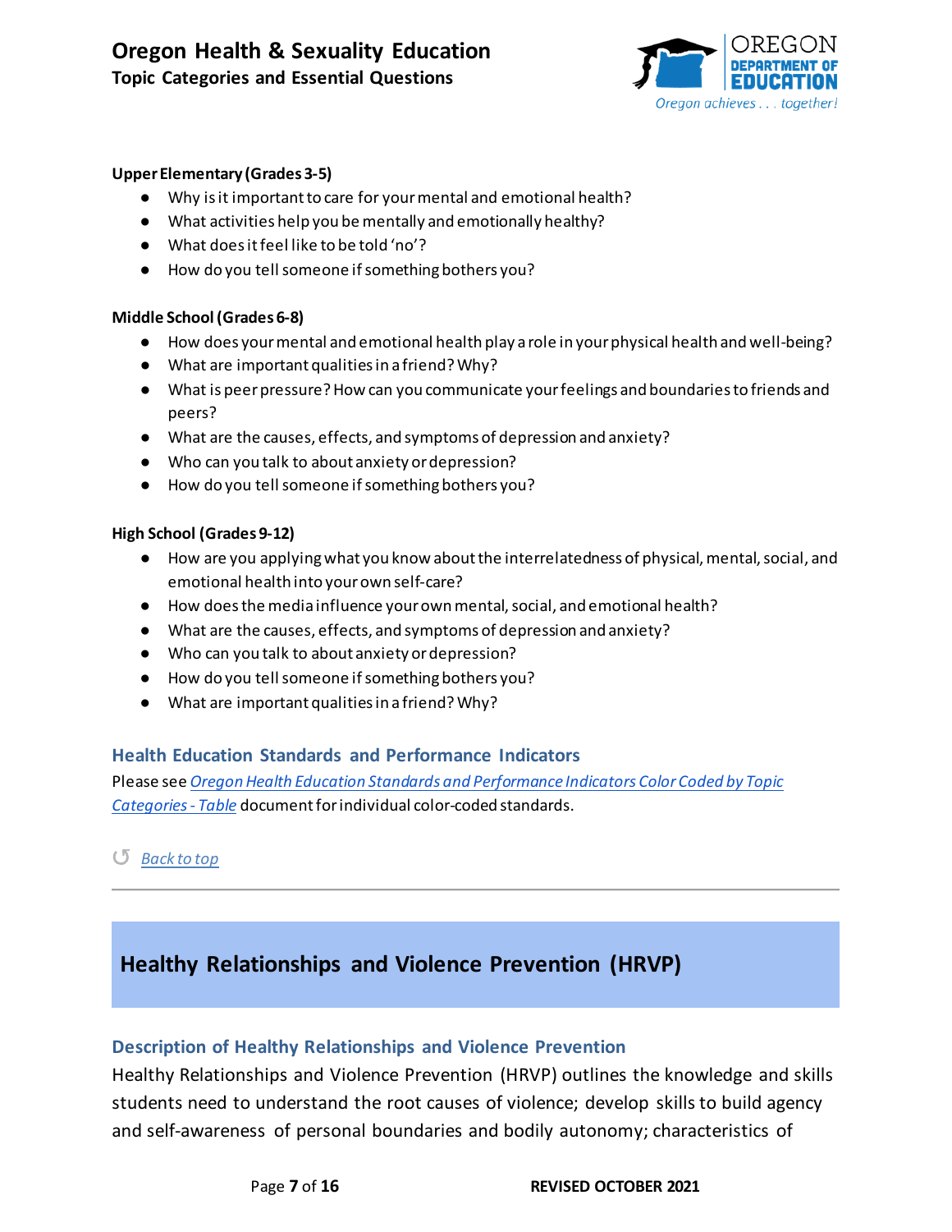**Upper Elementary (Grades 3-5)**

- Why is it important to care for your mental and emotional health?
- What activities help you be mentally and emotionally healthy?
- What does it feel like to be told 'no'?
- How do you tell someone if something bothers you?

**Middle School (Grades 6-8)**

- How does your mental and emotional health play a role in your physical health and well-being?
- What are important qualities in a friend? Why?
- What is peer pressure? How can you communicate your feelings and boundaries to friends and peers?
- What are the causes, effects, and symptoms of depression and anxiety?
- Who can you talk to about anxiety or depression?
- How do you tell someone if something bothers you?

**High School (Grades 9-12)**

- How are you applying what you know about the interrelatedness of physical, mental, social, and emotional health into your own self-care?
- How does the media influence your own mental, social, and emotional health?
- What are the causes, effects, and symptoms of depression and anxiety?
- Who can you talk to about anxiety or depression?
- How do you tell someone if something bothers you?
- What are important qualities in a friend? Why?

### Health Education Standards and Performance Indicators

Please see *Oregon Health Education Standards and Performance Indicators Color Coded by Topic Categories - Table* document for individual color-coded standards.

↺ *Back to top*

---

## Healthy Relationships and Violence Prevention (HRVP)

### Description of Healthy Relationships and Violence Prevention

Healthy Relationships and Violence Prevention (HRVP) outlines the knowledge and skills students need to understand the root causes of violence; develop skills to build agency and self-awareness of personal boundaries and bodily autonomy; characteristics of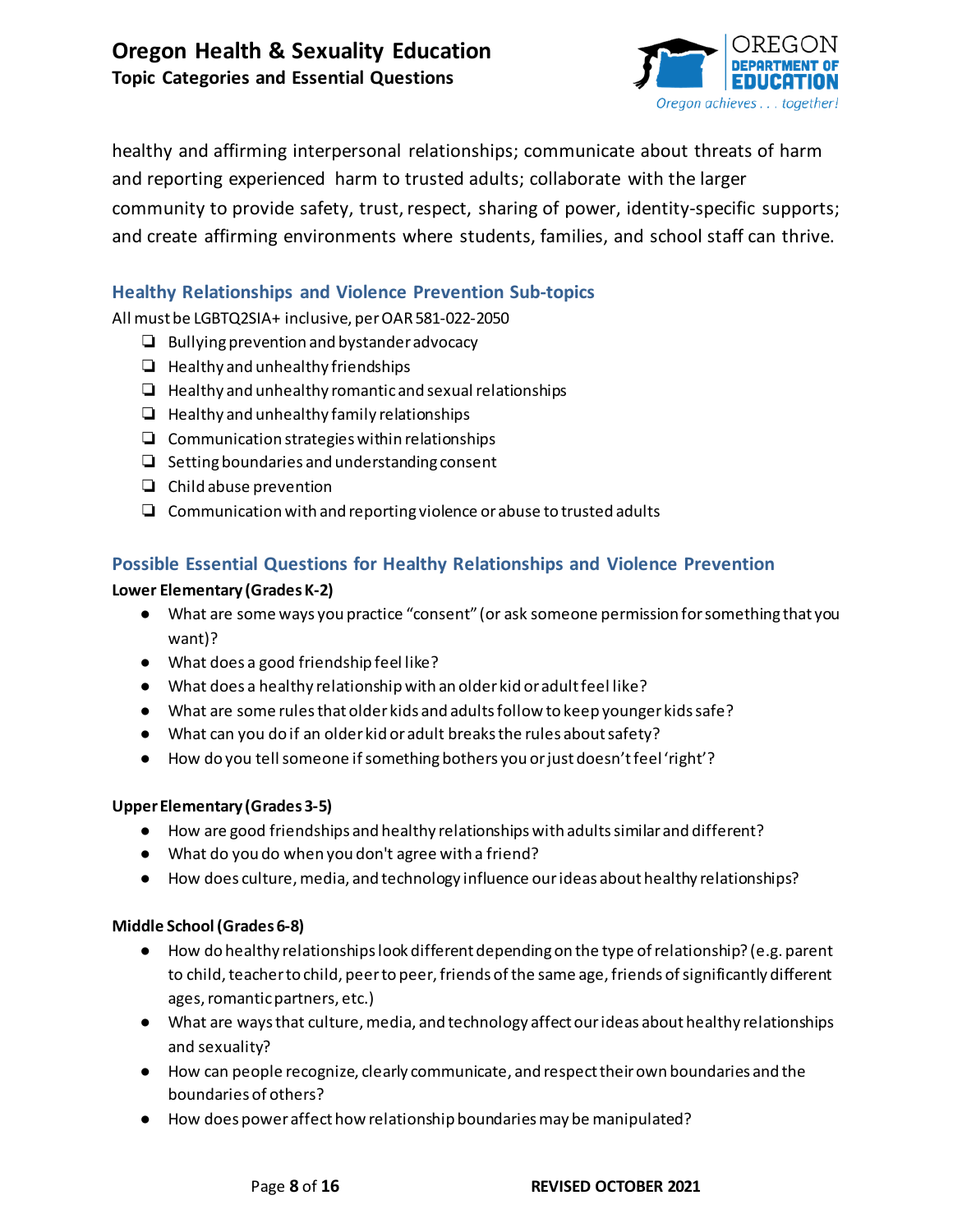healthy and affirming interpersonal relationships; communicate about threats of harm and reporting experienced harm to trusted adults; collaborate with the larger community to provide safety, trust, respect, sharing of power, identity-specific supports; and create affirming environments where students, families, and school staff can thrive.

## Healthy Relationships and Violence Prevention Sub-topics

All must be LGBTQ2SIA+ inclusive, per OAR 581-022-2050

- ❏ Bullying prevention and bystander advocacy
- ❏ Healthy and unhealthy friendships
- ❏ Healthy and unhealthy romantic and sexual relationships
- ❏ Healthy and unhealthy family relationships
- ❏ Communication strategies within relationships
- ❏ Setting boundaries and understanding consent
- ❏ Child abuse prevention
- ❏ Communication with and reporting violence or abuse to trusted adults

## Possible Essential Questions for Healthy Relationships and Violence Prevention

**Lower Elementary (Grades K-2)**

- What are some ways you practice "consent" (or ask someone permission for something that you want)?
- What does a good friendship feel like?
- What does a healthy relationship with an older kid or adult feel like?
- What are some rules that older kids and adults follow to keep younger kids safe?
- What can you do if an older kid or adult breaks the rules about safety?
- How do you tell someone if something bothers you or just doesn't feel 'right'?

**Upper Elementary (Grades 3-5)**

- How are good friendships and healthy relationships with adults similar and different?
- What do you do when you don't agree with a friend?
- How does culture, media, and technology influence our ideas about healthy relationships?

**Middle School (Grades 6-8)**

- How do healthy relationships look different depending on the type of relationship? (e.g. parent to child, teacher to child, peer to peer, friends of the same age, friends of significantly different ages, romantic partners, etc.)
- What are ways that culture, media, and technology affect our ideas about healthy relationships and sexuality?
- How can people recognize, clearly communicate, and respect their own boundaries and the boundaries of others?
- How does power affect how relationship boundaries may be manipulated?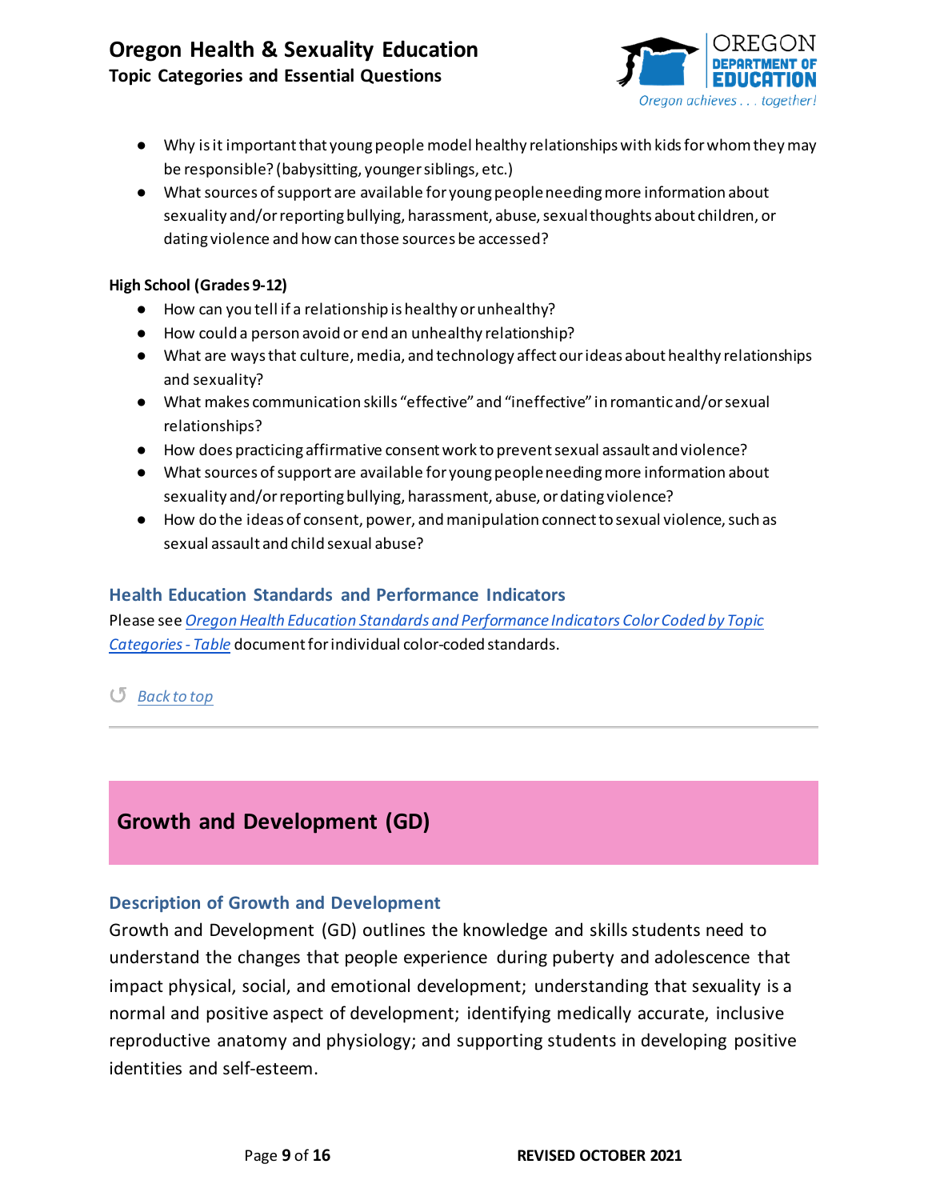- Why is it important that young people model healthy relationships with kids for whom they may be responsible? (babysitting, younger siblings, etc.)
- What sources of support are available for young people needing more information about sexuality and/or reporting bullying, harassment, abuse, sexual thoughts about children, or dating violence and how can those sources be accessed?

**High School (Grades 9-12)**

- How can you tell if a relationship is healthy or unhealthy?
- How could a person avoid or end an unhealthy relationship?
- What are ways that culture, media, and technology affect our ideas about healthy relationships and sexuality?
- What makes communication skills "effective" and "ineffective" in romantic and/or sexual relationships?
- How does practicing affirmative consent work to prevent sexual assault and violence?
- What sources of support are available for young people needing more information about sexuality and/or reporting bullying, harassment, abuse, or dating violence?
- How do the ideas of consent, power, and manipulation connect to sexual violence, such as sexual assault and child sexual abuse?

### Health Education Standards and Performance Indicators

Please see *Oregon Health Education Standards and Performance Indicators Color Coded by Topic Categories - Table* document for individual color-coded standards.

↺ *Back to top*

---

## Growth and Development (GD)

### Description of Growth and Development

Growth and Development (GD) outlines the knowledge and skills students need to understand the changes that people experience during puberty and adolescence that impact physical, social, and emotional development; understanding that sexuality is a normal and positive aspect of development; identifying medically accurate, inclusive reproductive anatomy and physiology; and supporting students in developing positive identities and self-esteem.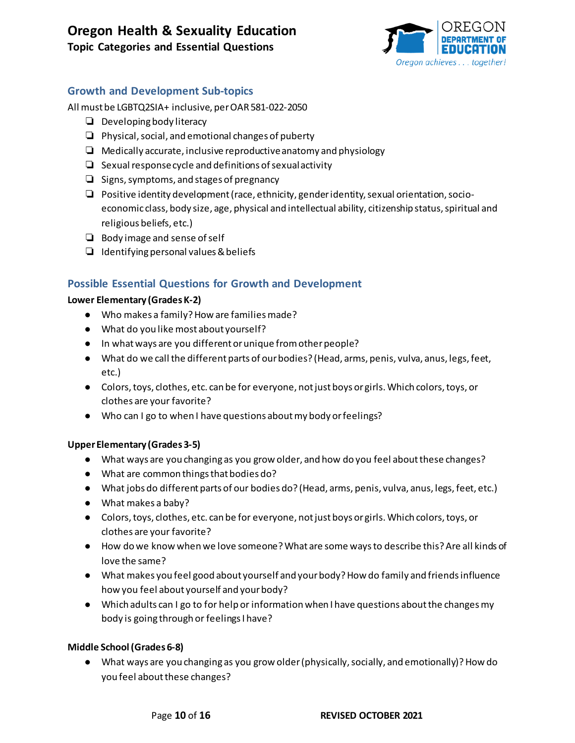## Growth and Development Sub-topics

All must be LGBTQ2SIA+ inclusive, per OAR 581-022-2050

- ❏ Developing body literacy
- ❏ Physical, social, and emotional changes of puberty
- ❏ Medically accurate, inclusive reproductive anatomy and physiology
- ❏ Sexual response cycle and definitions of sexual activity
- ❏ Signs, symptoms, and stages of pregnancy
- ❏ Positive identity development (race, ethnicity, gender identity, sexual orientation, socio-economic class, body size, age, physical and intellectual ability, citizenship status, spiritual and religious beliefs, etc.)
- ❏ Body image and sense of self
- ❏ Identifying personal values & beliefs

## Possible Essential Questions for Growth and Development

**Lower Elementary (Grades K-2)**

- Who makes a family? How are families made?
- What do you like most about yourself?
- In what ways are you different or unique from other people?
- What do we call the different parts of our bodies? (Head, arms, penis, vulva, anus, legs, feet, etc.)
- Colors, toys, clothes, etc. can be for everyone, not just boys or girls. Which colors, toys, or clothes are your favorite?
- Who can I go to when I have questions about my body or feelings?

**Upper Elementary (Grades 3-5)**

- What ways are you changing as you grow older, and how do you feel about these changes?
- What are common things that bodies do?
- What jobs do different parts of our bodies do? (Head, arms, penis, vulva, anus, legs, feet, etc.)
- What makes a baby?
- Colors, toys, clothes, etc. can be for everyone, not just boys or girls. Which colors, toys, or clothes are your favorite?
- How do we know when we love someone? What are some ways to describe this? Are all kinds of love the same?
- What makes you feel good about yourself and your body? How do family and friends influence how you feel about yourself and your body?
- Which adults can I go to for help or information when I have questions about the changes my body is going through or feelings I have?

**Middle School (Grades 6-8)**

- What ways are you changing as you grow older (physically, socially, and emotionally)? How do you feel about these changes?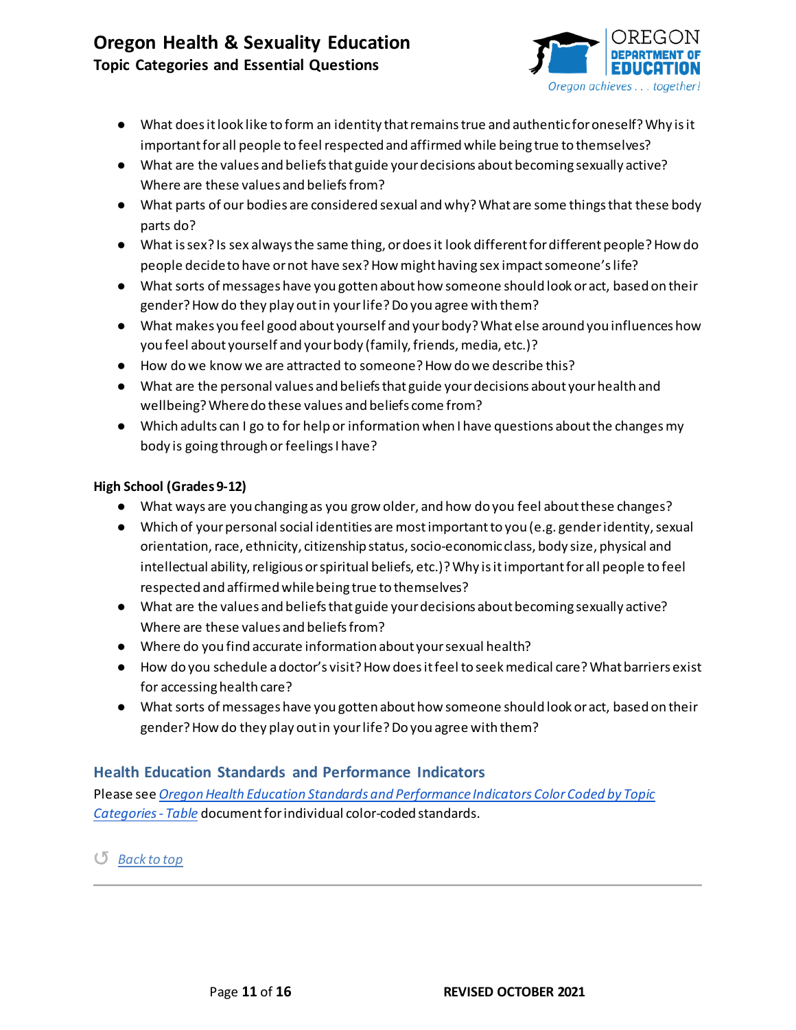- What does it look like to form an identity that remains true and authentic for oneself? Why is it important for all people to feel respected and affirmed while being true to themselves?
- What are the values and beliefs that guide your decisions about becoming sexually active? Where are these values and beliefs from?
- What parts of our bodies are considered sexual and why? What are some things that these body parts do?
- What is sex? Is sex always the same thing, or does it look different for different people? How do people decide to have or not have sex? How might having sex impact someone's life?
- What sorts of messages have you gotten about how someone should look or act, based on their gender? How do they play out in your life? Do you agree with them?
- What makes you feel good about yourself and your body? What else around you influences how you feel about yourself and your body (family, friends, media, etc.)?
- How do we know we are attracted to someone? How do we describe this?
- What are the personal values and beliefs that guide your decisions about your health and wellbeing? Where do these values and beliefs come from?
- Which adults can I go to for help or information when I have questions about the changes my body is going through or feelings I have?

**High School (Grades 9-12)**

- What ways are you changing as you grow older, and how do you feel about these changes?
- Which of your personal social identities are most important to you (e.g. gender identity, sexual orientation, race, ethnicity, citizenship status, socio-economic class, body size, physical and intellectual ability, religious or spiritual beliefs, etc.)? Why is it important for all people to feel respected and affirmed while being true to themselves?
- What are the values and beliefs that guide your decisions about becoming sexually active? Where are these values and beliefs from?
- Where do you find accurate information about your sexual health?
- How do you schedule a doctor's visit? How does it feel to seek medical care? What barriers exist for accessing health care?
- What sorts of messages have you gotten about how someone should look or act, based on their gender? How do they play out in your life? Do you agree with them?

## Health Education Standards and Performance Indicators

Please see *Oregon Health Education Standards and Performance Indicators Color Coded by Topic Categories - Table* document for individual color-coded standards.

↺ *Back to top*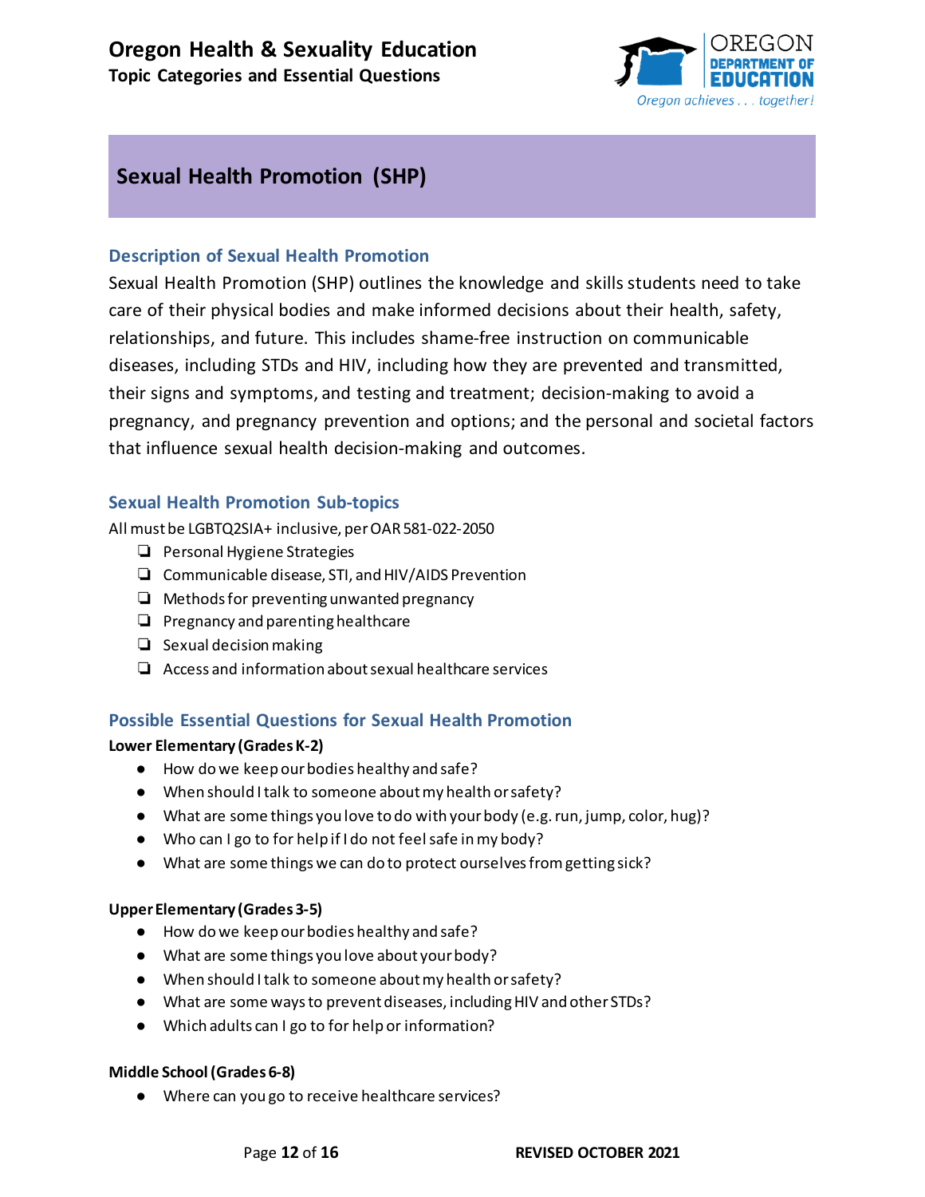## Sexual Health Promotion (SHP)

### Description of Sexual Health Promotion

Sexual Health Promotion (SHP) outlines the knowledge and skills students need to take care of their physical bodies and make informed decisions about their health, safety, relationships, and future. This includes shame-free instruction on communicable diseases, including STDs and HIV, including how they are prevented and transmitted, their signs and symptoms, and testing and treatment; decision-making to avoid a pregnancy, and pregnancy prevention and options; and the personal and societal factors that influence sexual health decision-making and outcomes.

### Sexual Health Promotion Sub-topics

All must be LGBTQ2SIA+ inclusive, per OAR 581-022-2050

- ❏ Personal Hygiene Strategies
- ❏ Communicable disease, STI, and HIV/AIDS Prevention
- ❏ Methods for preventing unwanted pregnancy
- ❏ Pregnancy and parenting healthcare
- ❏ Sexual decision making
- ❏ Access and information about sexual healthcare services

### Possible Essential Questions for Sexual Health Promotion

**Lower Elementary (Grades K-2)**

- How do we keep our bodies healthy and safe?
- When should I talk to someone about my health or safety?
- What are some things you love to do with your body (e.g. run, jump, color, hug)?
- Who can I go to for help if I do not feel safe in my body?
- What are some things we can do to protect ourselves from getting sick?

**Upper Elementary (Grades 3-5)**

- How do we keep our bodies healthy and safe?
- What are some things you love about your body?
- When should I talk to someone about my health or safety?
- What are some ways to prevent diseases, including HIV and other STDs?
- Which adults can I go to for help or information?

**Middle School (Grades 6-8)**

- Where can you go to receive healthcare services?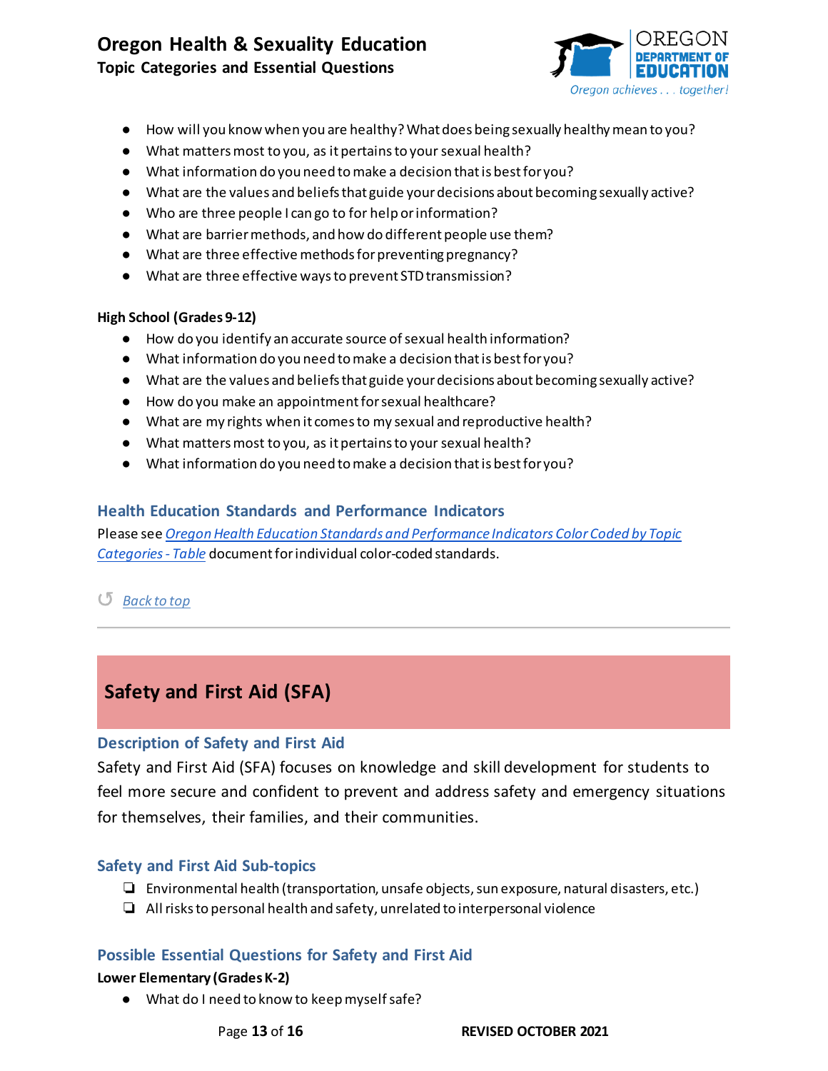- How will you know when you are healthy? What does being sexually healthy mean to you?
- What matters most to you, as it pertains to your sexual health?
- What information do you need to make a decision that is best for you?
- What are the values and beliefs that guide your decisions about becoming sexually active?
- Who are three people I can go to for help or information?
- What are barrier methods, and how do different people use them?
- What are three effective methods for preventing pregnancy?
- What are three effective ways to prevent STD transmission?

**High School (Grades 9-12)**

- How do you identify an accurate source of sexual health information?
- What information do you need to make a decision that is best for you?
- What are the values and beliefs that guide your decisions about becoming sexually active?
- How do you make an appointment for sexual healthcare?
- What are my rights when it comes to my sexual and reproductive health?
- What matters most to you, as it pertains to your sexual health?
- What information do you need to make a decision that is best for you?

### Health Education Standards and Performance Indicators

Please see *Oregon Health Education Standards and Performance Indicators Color Coded by Topic Categories - Table* document for individual color-coded standards.

↺ *Back to top*

---

## Safety and First Aid (SFA)

### Description of Safety and First Aid

Safety and First Aid (SFA) focuses on knowledge and skill development for students to feel more secure and confident to prevent and address safety and emergency situations for themselves, their families, and their communities.

### Safety and First Aid Sub-topics

- ❏ Environmental health (transportation, unsafe objects, sun exposure, natural disasters, etc.)
- ❏ All risks to personal health and safety, unrelated to interpersonal violence

### Possible Essential Questions for Safety and First Aid

**Lower Elementary (Grades K-2)**

- What do I need to know to keep myself safe?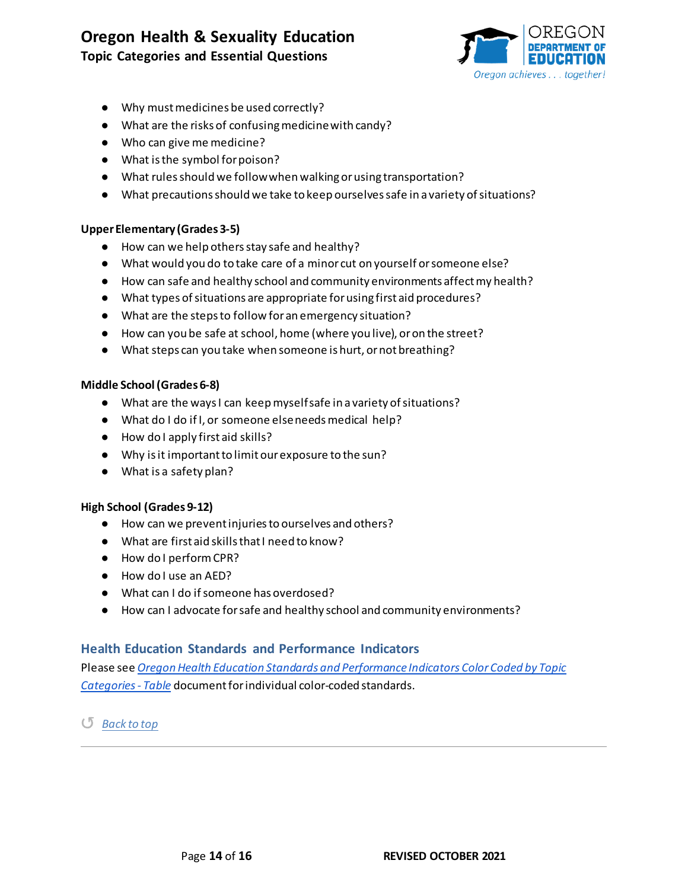- Why must medicines be used correctly?
- What are the risks of confusing medicine with candy?
- Who can give me medicine?
- What is the symbol for poison?
- What rules should we follow when walking or using transportation?
- What precautions should we take to keep ourselves safe in a variety of situations?

**Upper Elementary (Grades 3-5)**

- How can we help others stay safe and healthy?
- What would you do to take care of a minor cut on yourself or someone else?
- How can safe and healthy school and community environments affect my health?
- What types of situations are appropriate for using first aid procedures?
- What are the steps to follow for an emergency situation?
- How can you be safe at school, home (where you live), or on the street?
- What steps can you take when someone is hurt, or not breathing?

**Middle School (Grades 6-8)**

- What are the ways I can keep myself safe in a variety of situations?
- What do I do if I, or someone else needs medical help?
- How do I apply first aid skills?
- Why is it important to limit our exposure to the sun?
- What is a safety plan?

**High School (Grades 9-12)**

- How can we prevent injuries to ourselves and others?
- What are first aid skills that I need to know?
- How do I perform CPR?
- How do I use an AED?
- What can I do if someone has overdosed?
- How can I advocate for safe and healthy school and community environments?

## Health Education Standards and Performance Indicators

Please see *Oregon Health Education Standards and Performance Indicators Color Coded by Topic Categories - Table* document for individual color-coded standards.

↺ *Back to top*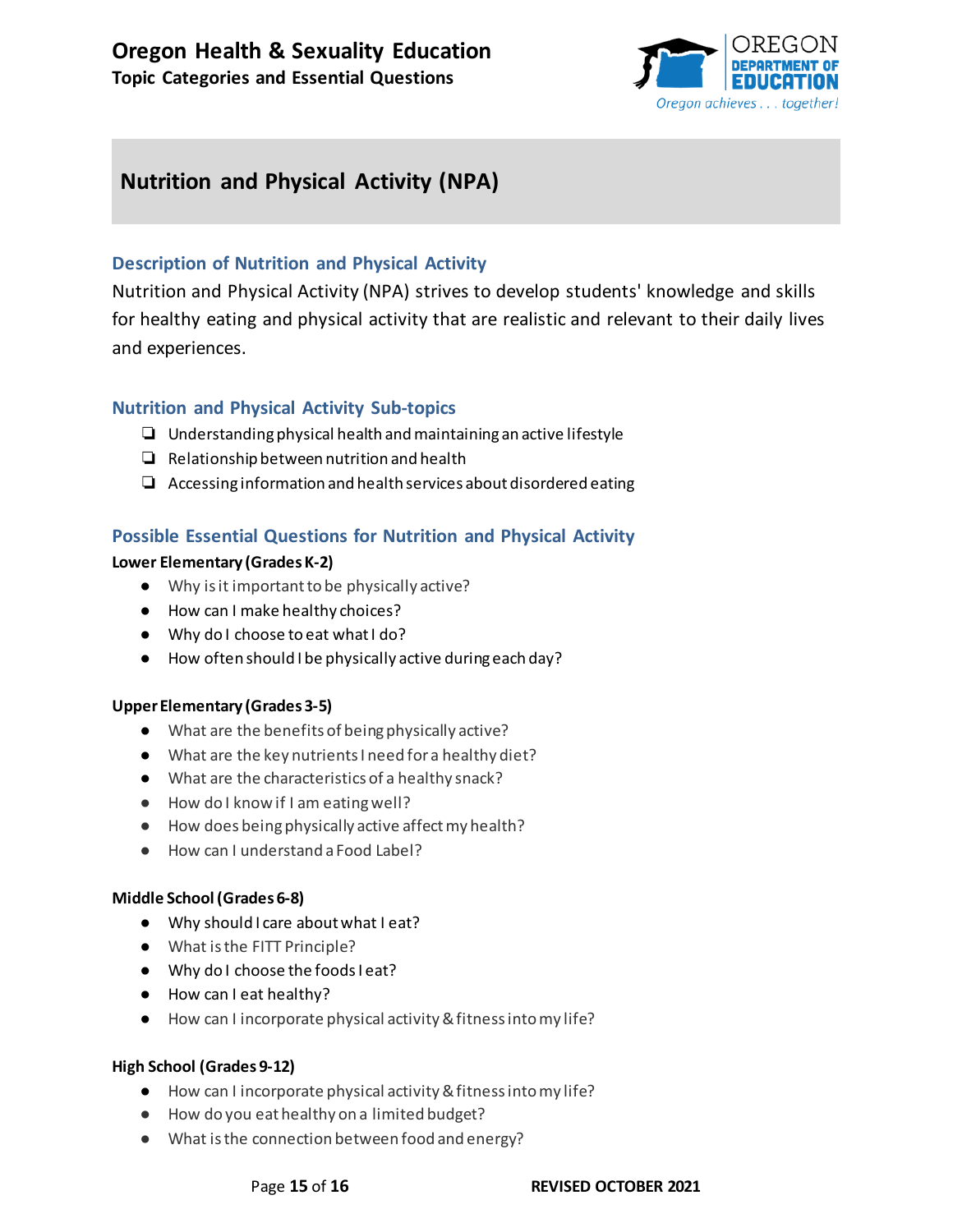## Nutrition and Physical Activity (NPA)

### Description of Nutrition and Physical Activity

Nutrition and Physical Activity (NPA) strives to develop students' knowledge and skills for healthy eating and physical activity that are realistic and relevant to their daily lives and experiences.

### Nutrition and Physical Activity Sub-topics

- ❏ Understanding physical health and maintaining an active lifestyle
- ❏ Relationship between nutrition and health
- ❏ Accessing information and health services about disordered eating

### Possible Essential Questions for Nutrition and Physical Activity

**Lower Elementary (Grades K-2)**

- Why is it important to be physically active?
- How can I make healthy choices?
- Why do I choose to eat what I do?
- How often should I be physically active during each day?

**Upper Elementary (Grades 3-5)**

- What are the benefits of being physically active?
- What are the key nutrients I need for a healthy diet?
- What are the characteristics of a healthy snack?
- How do I know if I am eating well?
- How does being physically active affect my health?
- How can I understand a Food Label?

**Middle School (Grades 6-8)**

- Why should I care about what I eat?
- What is the FITT Principle?
- Why do I choose the foods I eat?
- How can I eat healthy?
- How can I incorporate physical activity & fitness into my life?

**High School (Grades 9-12)**

- How can I incorporate physical activity & fitness into my life?
- How do you eat healthy on a limited budget?
- What is the connection between food and energy?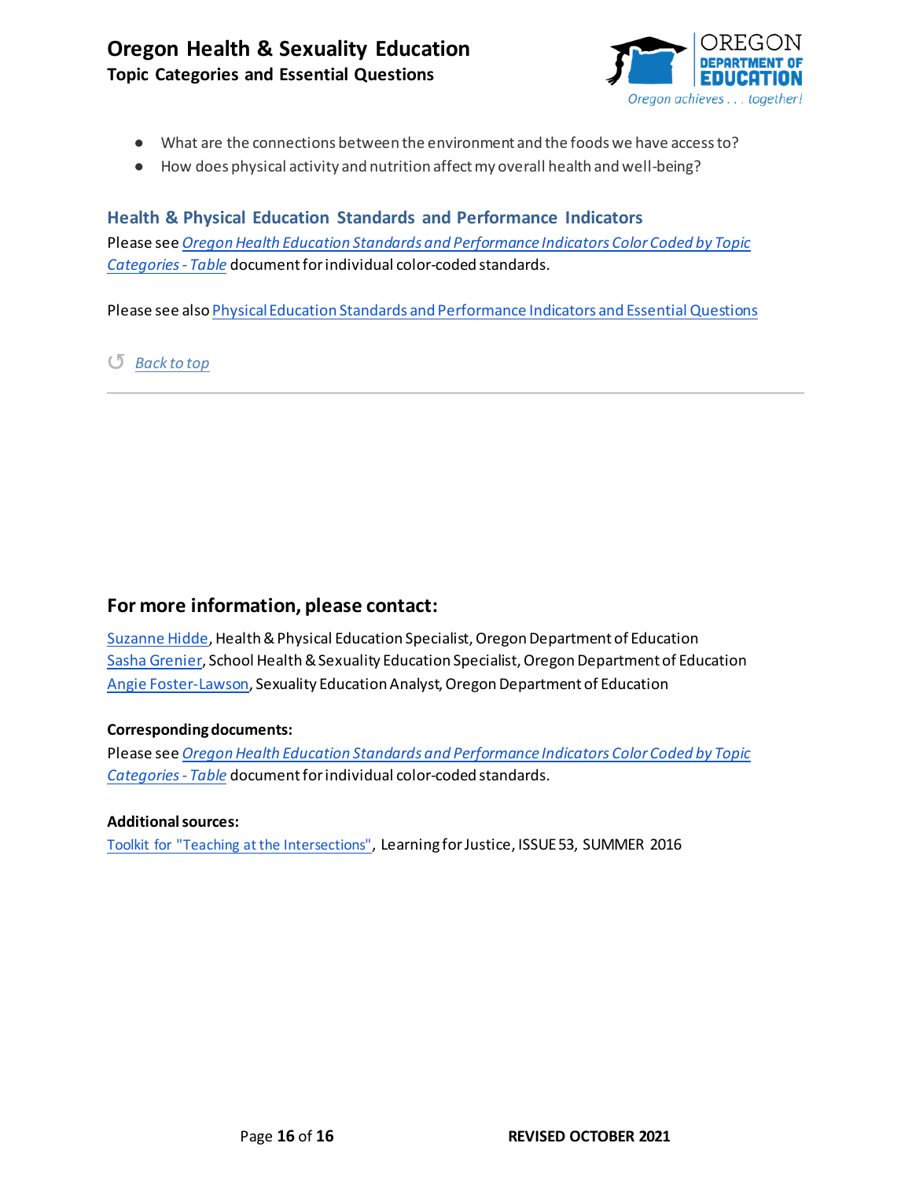- What are the connections between the environment and the foods we have access to?
- How does physical activity and nutrition affect my overall health and well-being?

### Health & Physical Education Standards and Performance Indicators

Please see *Oregon Health Education Standards and Performance Indicators Color Coded by Topic Categories - Table* document for individual color-coded standards.

Please see also Physical Education Standards and Performance Indicators and Essential Questions

↺ *Back to top*

---

## For more information, please contact:

Suzanne Hidde, Health & Physical Education Specialist, Oregon Department of Education
Sasha Grenier, School Health & Sexuality Education Specialist, Oregon Department of Education
Angie Foster-Lawson, Sexuality Education Analyst, Oregon Department of Education

**Corresponding documents:**
Please see *Oregon Health Education Standards and Performance Indicators Color Coded by Topic Categories - Table* document for individual color-coded standards.

**Additional sources:**
Toolkit for "Teaching at the Intersections", Learning for Justice, ISSUE 53, SUMMER 2016

REVISED OCTOBER 2021